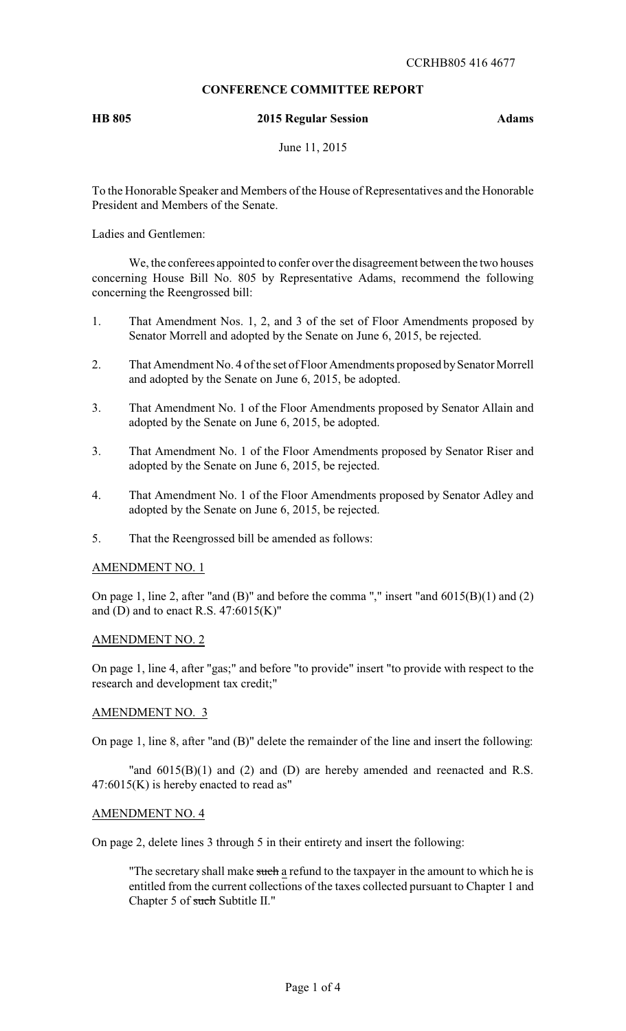CCRHB805 416 4677

**CONFERENCE COMMITTEE REPORT**

**HB 805** **2015 Regular Session** **Adams**

June 11, 2015

To the Honorable Speaker and Members of the House of Representatives and the Honorable President and Members of the Senate.

Ladies and Gentlemen:

We, the conferees appointed to confer over the disagreement between the two houses concerning House Bill No. 805 by Representative Adams, recommend the following concerning the Reengrossed bill:

1. That Amendment Nos. 1, 2, and 3 of the set of Floor Amendments proposed by Senator Morrell and adopted by the Senate on June 6, 2015, be rejected.

2. That Amendment No. 4 of the set of Floor Amendments proposed by Senator Morrell and adopted by the Senate on June 6, 2015, be adopted.

3. That Amendment No. 1 of the Floor Amendments proposed by Senator Allain and adopted by the Senate on June 6, 2015, be adopted.

3. That Amendment No. 1 of the Floor Amendments proposed by Senator Riser and adopted by the Senate on June 6, 2015, be rejected.

4. That Amendment No. 1 of the Floor Amendments proposed by Senator Adley and adopted by the Senate on June 6, 2015, be rejected.

5. That the Reengrossed bill be amended as follows:

AMENDMENT NO. 1

On page 1, line 2, after "and (B)" and before the comma "," insert "and 6015(B)(1) and (2) and (D) and to enact R.S. 47:6015(K)"

AMENDMENT NO. 2

On page 1, line 4, after "gas;" and before "to provide" insert "to provide with respect to the research and development tax credit;"

AMENDMENT NO. 3

On page 1, line 8, after "and (B)" delete the remainder of the line and insert the following:

"and 6015(B)(1) and (2) and (D) are hereby amended and reenacted and R.S. 47:6015(K) is hereby enacted to read as"

AMENDMENT NO. 4

On page 2, delete lines 3 through 5 in their entirety and insert the following:

"The secretary shall make ~~such~~ a refund to the taxpayer in the amount to which he is entitled from the current collections of the taxes collected pursuant to Chapter 1 and Chapter 5 of ~~such~~ Subtitle II."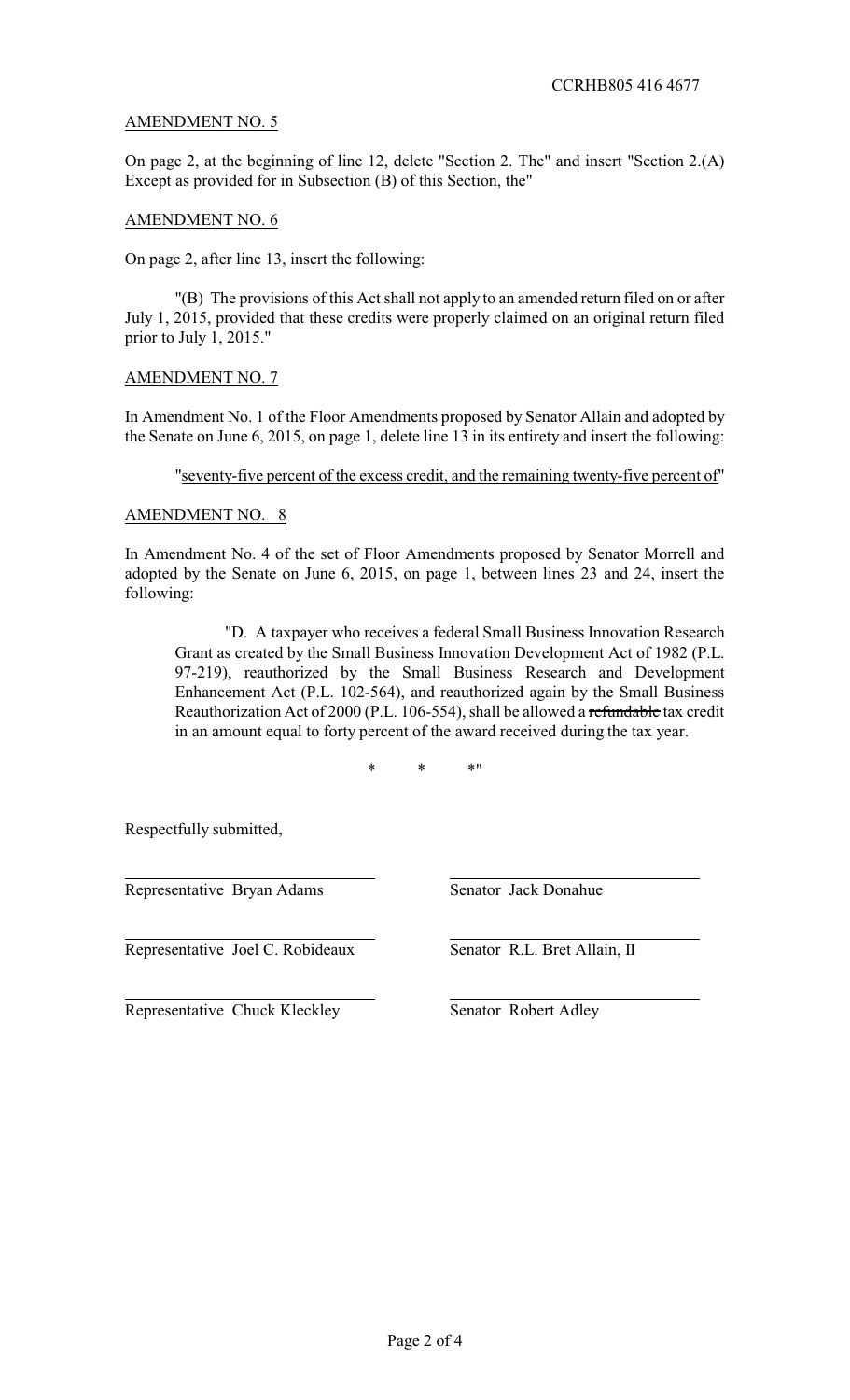AMENDMENT NO. 5

On page 2, at the beginning of line 12, delete "Section 2. The" and insert "Section 2.(A) Except as provided for in Subsection (B) of this Section, the"

AMENDMENT NO. 6

On page 2, after line 13, insert the following:

"(B) The provisions of this Act shall not apply to an amended return filed on or after July 1, 2015, provided that these credits were properly claimed on an original return filed prior to July 1, 2015."

AMENDMENT NO. 7

In Amendment No. 1 of the Floor Amendments proposed by Senator Allain and adopted by the Senate on June 6, 2015, on page 1, delete line 13 in its entirety and insert the following:

"<u>seventy-five percent of the excess credit, and the remaining twenty-five percent of</u>"

AMENDMENT NO. 8

In Amendment No. 4 of the set of Floor Amendments proposed by Senator Morrell and adopted by the Senate on June 6, 2015, on page 1, between lines 23 and 24, insert the following:

"D. A taxpayer who receives a federal Small Business Innovation Research Grant as created by the Small Business Innovation Development Act of 1982 (P.L. 97-219), reauthorized by the Small Business Research and Development Enhancement Act (P.L. 102-564), and reauthorized again by the Small Business Reauthorization Act of 2000 (P.L. 106-554), shall be allowed a ~~refundable~~ tax credit in an amount equal to forty percent of the award received during the tax year.

\* \* \*"

Respectfully submitted,

| | |
|---|---|
| Representative Bryan Adams | Senator Jack Donahue |
| Representative Joel C. Robideaux | Senator R.L. Bret Allain, II |
| Representative Chuck Kleckley | Senator Robert Adley |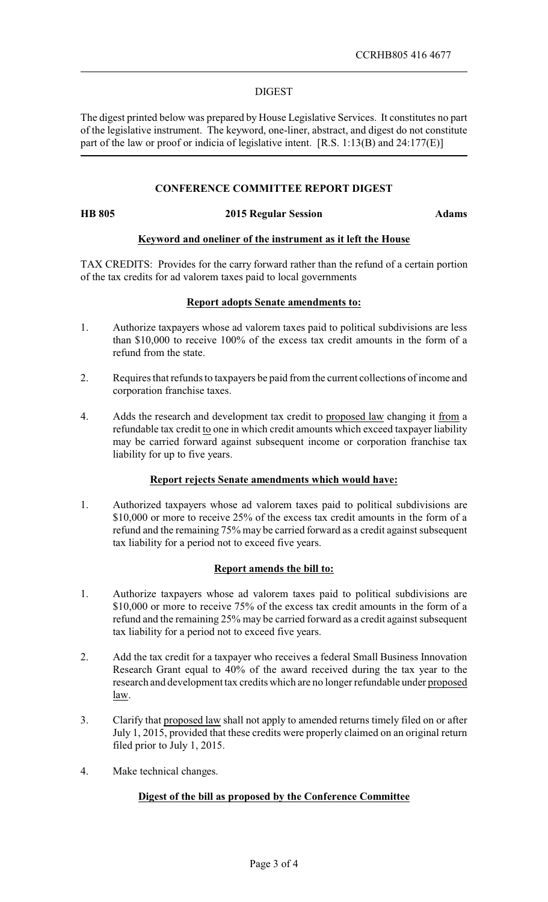CCRHB805 416 4677

DIGEST

The digest printed below was prepared by House Legislative Services. It constitutes no part of the legislative instrument. The keyword, one-liner, abstract, and digest do not constitute part of the law or proof or indicia of legislative intent. [R.S. 1:13(B) and 24:177(E)]

## CONFERENCE COMMITTEE REPORT DIGEST

**HB 805** **2015 Regular Session** **Adams**

### Keyword and oneliner of the instrument as it left the House

TAX CREDITS: Provides for the carry forward rather than the refund of a certain portion of the tax credits for ad valorem taxes paid to local governments

### Report adopts Senate amendments to:

1. Authorize taxpayers whose ad valorem taxes paid to political subdivisions are less than $10,000 to receive 100% of the excess tax credit amounts in the form of a refund from the state.

2. Requires that refunds to taxpayers be paid from the current collections of income and corporation franchise taxes.

4. Adds the research and development tax credit to proposed law changing it from a refundable tax credit to one in which credit amounts which exceed taxpayer liability may be carried forward against subsequent income or corporation franchise tax liability for up to five years.

### Report rejects Senate amendments which would have:

1. Authorized taxpayers whose ad valorem taxes paid to political subdivisions are $10,000 or more to receive 25% of the excess tax credit amounts in the form of a refund and the remaining 75% may be carried forward as a credit against subsequent tax liability for a period not to exceed five years.

### Report amends the bill to:

1. Authorize taxpayers whose ad valorem taxes paid to political subdivisions are $10,000 or more to receive 75% of the excess tax credit amounts in the form of a refund and the remaining 25% may be carried forward as a credit against subsequent tax liability for a period not to exceed five years.

2. Add the tax credit for a taxpayer who receives a federal Small Business Innovation Research Grant equal to 40% of the award received during the tax year to the research and development tax credits which are no longer refundable under proposed law.

3. Clarify that proposed law shall not apply to amended returns timely filed on or after July 1, 2015, provided that these credits were properly claimed on an original return filed prior to July 1, 2015.

4. Make technical changes.

### Digest of the bill as proposed by the Conference Committee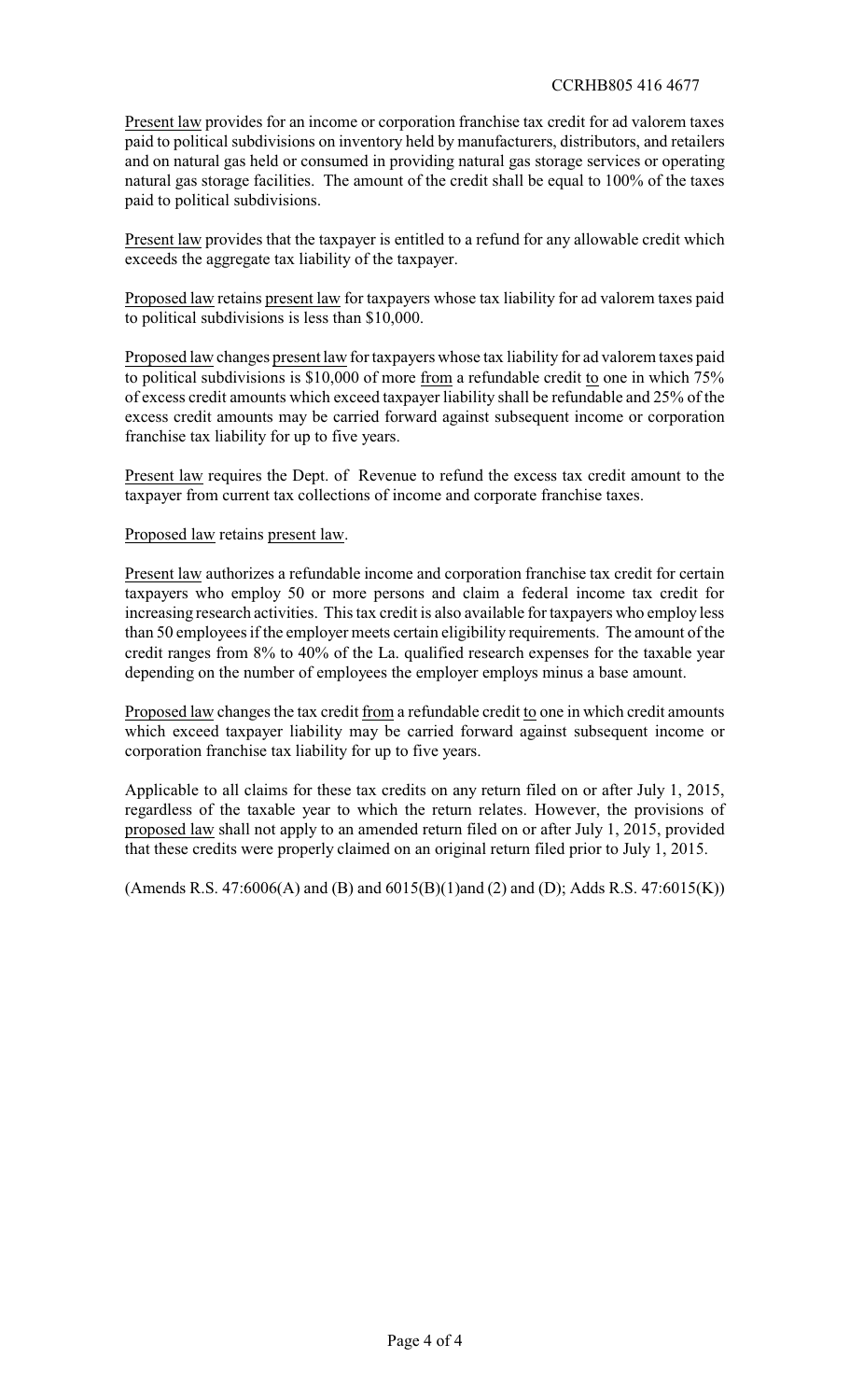CCRHB805 416 4677

Present law provides for an income or corporation franchise tax credit for ad valorem taxes paid to political subdivisions on inventory held by manufacturers, distributors, and retailers and on natural gas held or consumed in providing natural gas storage services or operating natural gas storage facilities. The amount of the credit shall be equal to 100% of the taxes paid to political subdivisions.

Present law provides that the taxpayer is entitled to a refund for any allowable credit which exceeds the aggregate tax liability of the taxpayer.

Proposed law retains present law for taxpayers whose tax liability for ad valorem taxes paid to political subdivisions is less than $10,000.

Proposed law changes present law for taxpayers whose tax liability for ad valorem taxes paid to political subdivisions is $10,000 of more from a refundable credit to one in which 75% of excess credit amounts which exceed taxpayer liability shall be refundable and 25% of the excess credit amounts may be carried forward against subsequent income or corporation franchise tax liability for up to five years.

Present law requires the Dept. of Revenue to refund the excess tax credit amount to the taxpayer from current tax collections of income and corporate franchise taxes.

Proposed law retains present law.

Present law authorizes a refundable income and corporation franchise tax credit for certain taxpayers who employ 50 or more persons and claim a federal income tax credit for increasing research activities. This tax credit is also available for taxpayers who employ less than 50 employees if the employer meets certain eligibility requirements. The amount of the credit ranges from 8% to 40% of the La. qualified research expenses for the taxable year depending on the number of employees the employer employs minus a base amount.

Proposed law changes the tax credit from a refundable credit to one in which credit amounts which exceed taxpayer liability may be carried forward against subsequent income or corporation franchise tax liability for up to five years.

Applicable to all claims for these tax credits on any return filed on or after July 1, 2015, regardless of the taxable year to which the return relates. However, the provisions of proposed law shall not apply to an amended return filed on or after July 1, 2015, provided that these credits were properly claimed on an original return filed prior to July 1, 2015.

(Amends R.S. 47:6006(A) and (B) and 6015(B)(1)and (2) and (D); Adds R.S. 47:6015(K))